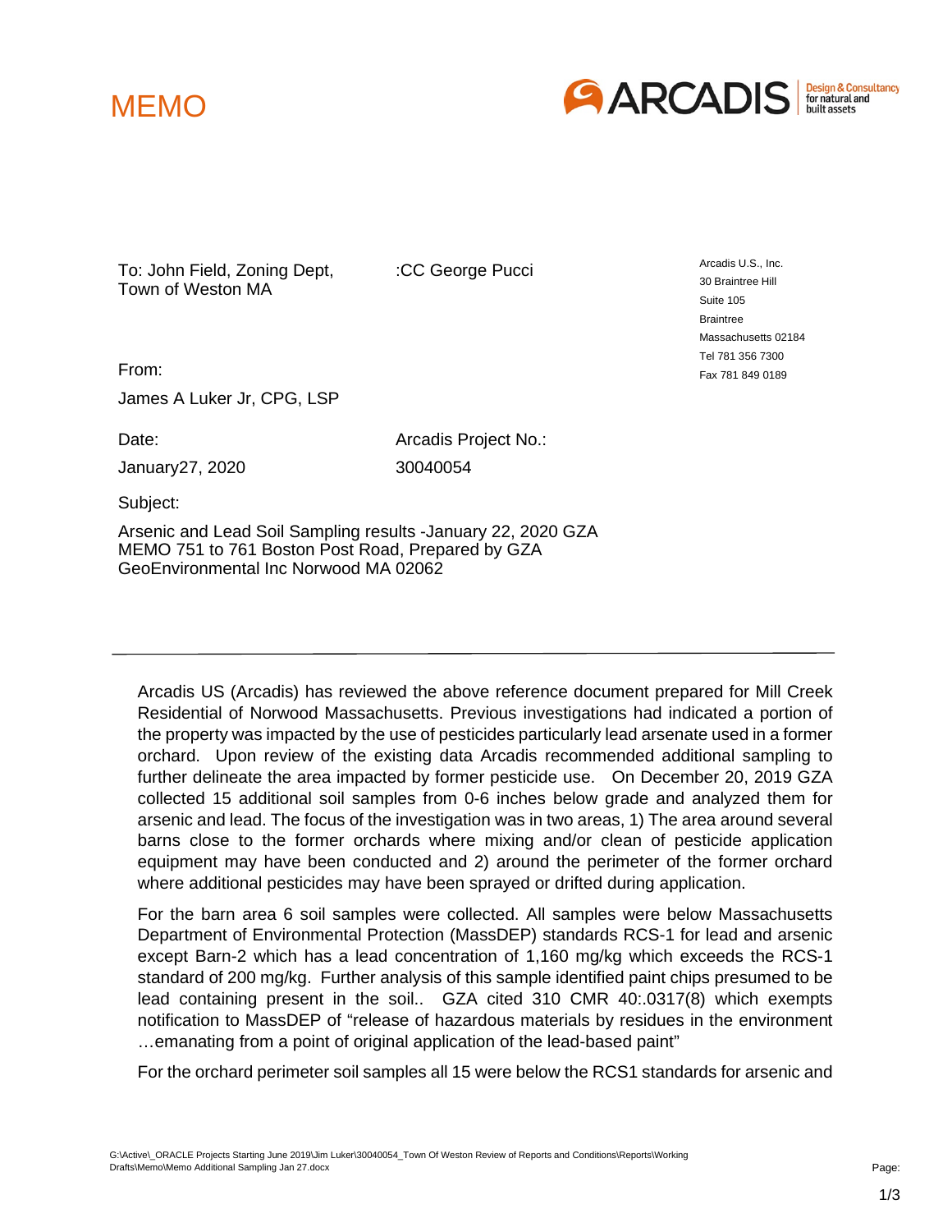# MEMO

ARCADIS Design & Consultancy for natural and built assets

To: John Field, Zoning Dept, Town of Weston MA

:CC George Pucci

Arcadis U.S., Inc.
30 Braintree Hill
Suite 105
Braintree
Massachusetts 02184
Tel 781 356 7300
Fax 781 849 0189

From:

James A Luker Jr, CPG, LSP

Date:

January27, 2020

Arcadis Project No.:

30040054

Subject:

Arsenic and Lead Soil Sampling results -January 22, 2020 GZA MEMO 751 to 761 Boston Post Road, Prepared by GZA GeoEnvironmental Inc Norwood MA 02062

---

Arcadis US (Arcadis) has reviewed the above reference document prepared for Mill Creek Residential of Norwood Massachusetts. Previous investigations had indicated a portion of the property was impacted by the use of pesticides particularly lead arsenate used in a former orchard. Upon review of the existing data Arcadis recommended additional sampling to further delineate the area impacted by former pesticide use. On December 20, 2019 GZA collected 15 additional soil samples from 0-6 inches below grade and analyzed them for arsenic and lead. The focus of the investigation was in two areas, 1) The area around several barns close to the former orchards where mixing and/or clean of pesticide application equipment may have been conducted and 2) around the perimeter of the former orchard where additional pesticides may have been sprayed or drifted during application.

For the barn area 6 soil samples were collected. All samples were below Massachusetts Department of Environmental Protection (MassDEP) standards RCS-1 for lead and arsenic except Barn-2 which has a lead concentration of 1,160 mg/kg which exceeds the RCS-1 standard of 200 mg/kg. Further analysis of this sample identified paint chips presumed to be lead containing present in the soil.. GZA cited 310 CMR 40:.0317(8) which exempts notification to MassDEP of "release of hazardous materials by residues in the environment …emanating from a point of original application of the lead-based paint"

For the orchard perimeter soil samples all 15 were below the RCS1 standards for arsenic and

G:\Active\_ORACLE Projects Starting June 2019\Jim Luker\30040054_Town Of Weston Review of Reports and Conditions\Reports\Working Drafts\Memo\Memo Additional Sampling Jan 27.docx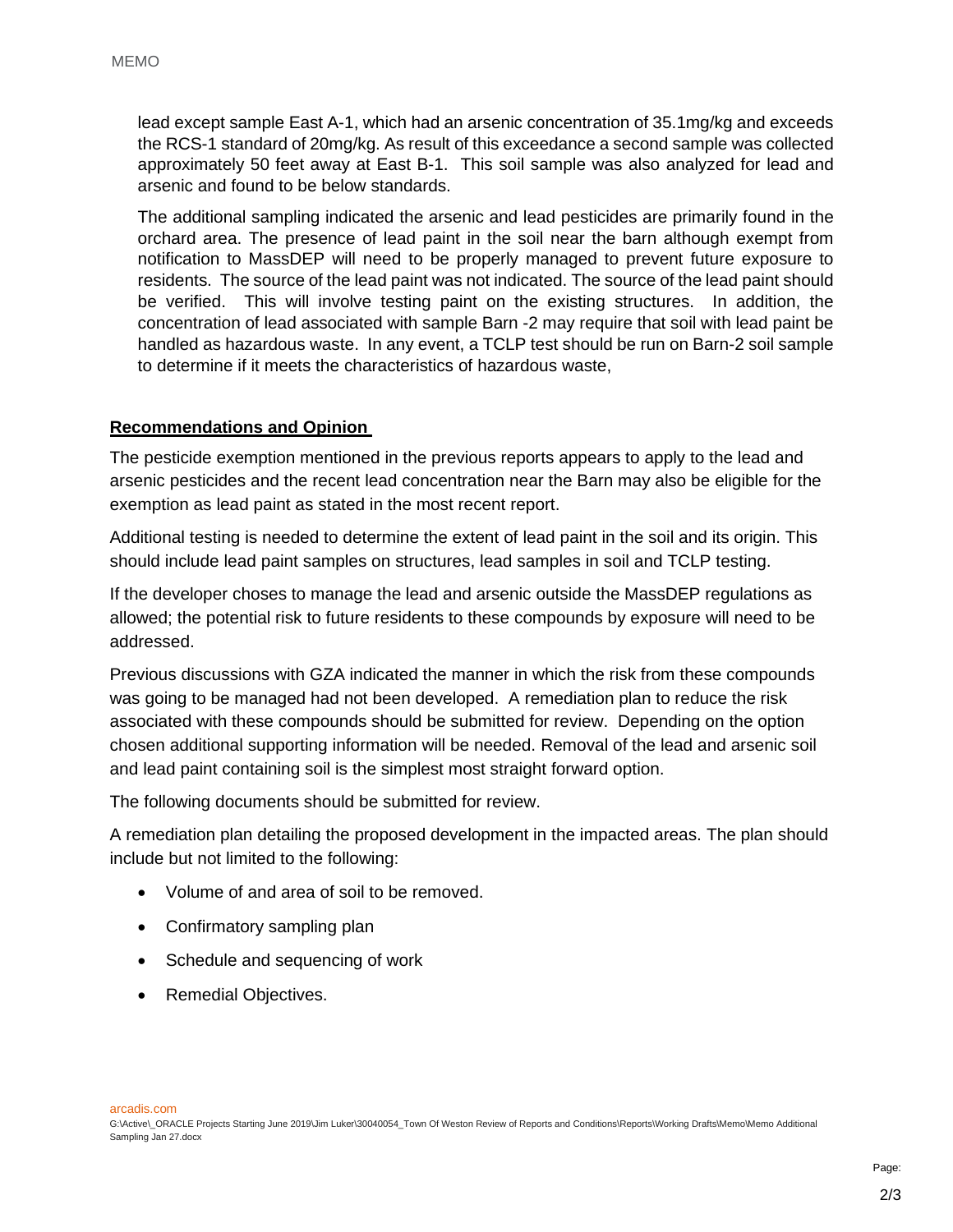lead except sample East A-1, which had an arsenic concentration of 35.1mg/kg and exceeds the RCS-1 standard of 20mg/kg. As result of this exceedance a second sample was collected approximately 50 feet away at East B-1. This soil sample was also analyzed for lead and arsenic and found to be below standards.

The additional sampling indicated the arsenic and lead pesticides are primarily found in the orchard area. The presence of lead paint in the soil near the barn although exempt from notification to MassDEP will need to be properly managed to prevent future exposure to residents. The source of the lead paint was not indicated. The source of the lead paint should be verified. This will involve testing paint on the existing structures. In addition, the concentration of lead associated with sample Barn -2 may require that soil with lead paint be handled as hazardous waste. In any event, a TCLP test should be run on Barn-2 soil sample to determine if it meets the characteristics of hazardous waste,

## Recommendations and Opinion

The pesticide exemption mentioned in the previous reports appears to apply to the lead and arsenic pesticides and the recent lead concentration near the Barn may also be eligible for the exemption as lead paint as stated in the most recent report.

Additional testing is needed to determine the extent of lead paint in the soil and its origin. This should include lead paint samples on structures, lead samples in soil and TCLP testing.

If the developer choses to manage the lead and arsenic outside the MassDEP regulations as allowed; the potential risk to future residents to these compounds by exposure will need to be addressed.

Previous discussions with GZA indicated the manner in which the risk from these compounds was going to be managed had not been developed. A remediation plan to reduce the risk associated with these compounds should be submitted for review. Depending on the option chosen additional supporting information will be needed. Removal of the lead and arsenic soil and lead paint containing soil is the simplest most straight forward option.

The following documents should be submitted for review.

A remediation plan detailing the proposed development in the impacted areas. The plan should include but not limited to the following:

- Volume of and area of soil to be removed.
- Confirmatory sampling plan
- Schedule and sequencing of work
- Remedial Objectives.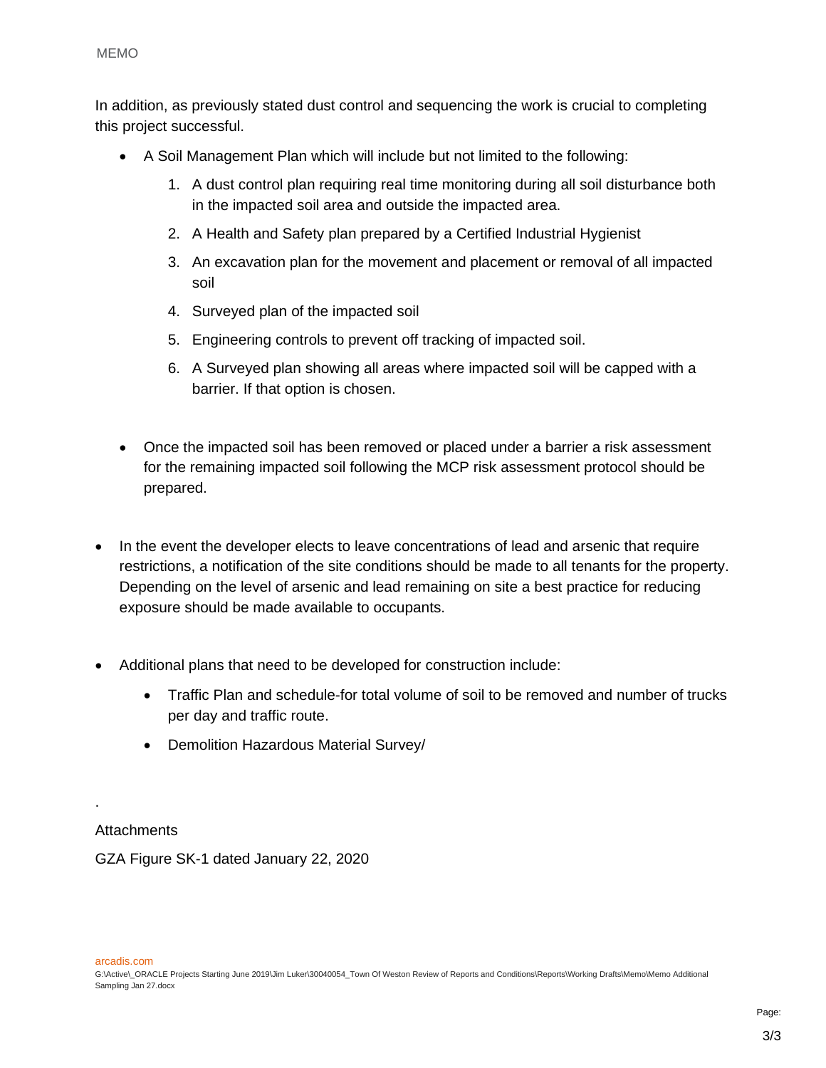In addition, as previously stated dust control and sequencing the work is crucial to completing this project successful.

- A Soil Management Plan which will include but not limited to the following:
    1. A dust control plan requiring real time monitoring during all soil disturbance both in the impacted soil area and outside the impacted area.
    2. A Health and Safety plan prepared by a Certified Industrial Hygienist
    3. An excavation plan for the movement and placement or removal of all impacted soil
    4. Surveyed plan of the impacted soil
    5. Engineering controls to prevent off tracking of impacted soil.
    6. A Surveyed plan showing all areas where impacted soil will be capped with a barrier. If that option is chosen.

- Once the impacted soil has been removed or placed under a barrier a risk assessment for the remaining impacted soil following the MCP risk assessment protocol should be prepared.

- In the event the developer elects to leave concentrations of lead and arsenic that require restrictions, a notification of the site conditions should be made to all tenants for the property. Depending on the level of arsenic and lead remaining on site a best practice for reducing exposure should be made available to occupants.

- Additional plans that need to be developed for construction include:
    - Traffic Plan and schedule-for total volume of soil to be removed and number of trucks per day and traffic route.
    - Demolition Hazardous Material Survey/

.

Attachments

GZA Figure SK-1 dated January 22, 2020

arcadis.com
G:\Active\_ORACLE Projects Starting June 2019\Jim Luker\30040054_Town Of Weston Review of Reports and Conditions\Reports\Working Drafts\Memo\Memo Additional Sampling Jan 27.docx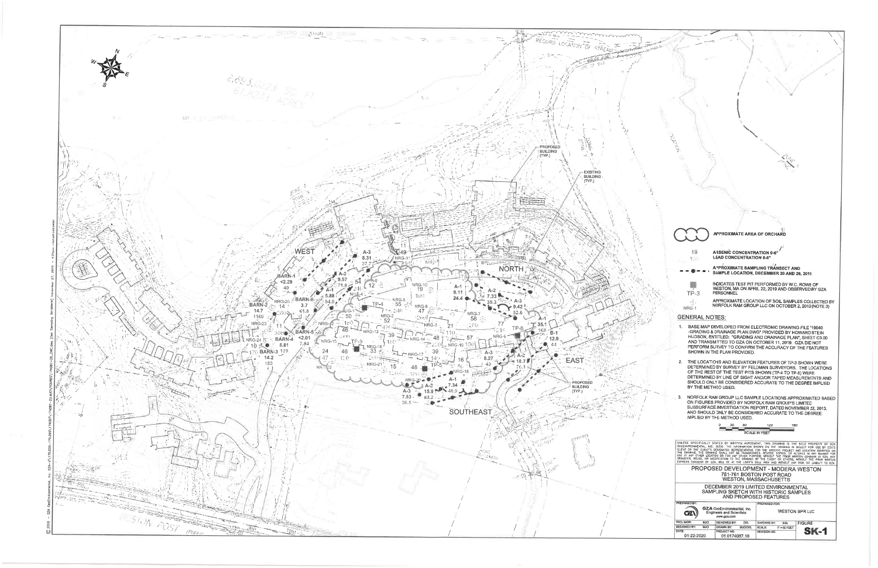APPROXIMATE AREA OF ORCHARD

19 ARSENIC CONCENTRATION 0-6"
100 LEAD CONCENTRATION 0-6"

APPROXIMATE SAMPLING TRANSECT AND SAMPLE LOCATION, DECEMBER 20 AND 26, 2019

TP-3 INDICATES TEST PIT PERFORMED BY W.C. ROWE OF WESTON, MA ON APRIL 22, 2019 AND OBSERVED BY GZA PERSONNEL

NRG-1 APPROXIMATE LOCATION OF SOIL SAMPLES COLLECTED BY NORFOLK RAM GROUP LLC ON OCTOBER 2, 2013 (NOTE 3)

## GENERAL NOTES:

1. BASE MAP DEVELOPED FROM ELECTRONIC DRAWING FILE "19040 -GRADING & DRAINAGE PLAN.DWG" PROVIDED BY HOWARD STEIN HUDSON, ENTITLED: "GRADING AND DRAINAGE PLAN", SHEET C3.00 AND TRANSMITTED TO GZA ON OCTOBER 11, 2019. GZA DID NOT PERFORM SURVEY TO CONFIRM THE ACCURACY OF THE FEATURES SHOWN IN THE PLAN PROVIDED.
2. THE LOCATIONS AND ELEVATION FEATURES OF TP-3 SHOWN WERE DETERMINED BY SURVEY BY FELDMAN SURVEYORS. THE LOCATIONS OF THE REST OF THE TEST PITS SHOWN (TP-4 TO TP-6) WERE DETERMINED BY LINE OF SIGHT AND/OR TAPED MEASUREMENTS AND SHOULD ONLY BE CONSIDERED ACCURATE TO THE DEGREE IMPLIED BY THE METHOD USED.
3. NORFOLK RAM GROUP LLC SAMPLE LOCATIONS APPROXIMATED BASED ON FIGURES PROVIDED BY NORFOLK RAM GROUP'S LIMITED SUBSURFACE INVESTIGATION REPORT, DATED NOVEMBER 22, 2013, AND SHOULD ONLY BE CONSIDERED ACCURATE TO THE DEGREE IMPLIED BY THE METHOD USED.

0 30 60 120 180
SCALE IN FEET

UNLESS SPECIFICALLY STATED BY WRITTEN AGREEMENT, THIS DRAWING IS THE SOLE PROPERTY OF GZA GEOENVIRONMENTAL, INC. (GZA). THE INFORMATION SHOWN ON THE DRAWING IS SOLELY FOR USE BY GZA'S CLIENT OR THE CLIENT'S DESIGNATED REPRESENTATIVE FOR THE SPECIFIC PROJECT AND LOCATION IDENTIFIED ON THE DRAWING. THE DRAWING SHALL NOT BE TRANSFERRED, REUSED, COPIED, OR ALTERED IN ANY MANNER FOR USE AT ANY OTHER LOCATION OR FOR ANY OTHER PURPOSE WITHOUT THE PRIOR WRITTEN CONSENT OF GZA. ANY TRANSFER, REUSE, OR MODIFICATION TO THE DRAWING BY THE CLIENT OR OTHERS, WITHOUT THE PRIOR WRITTEN EXPRESS CONSENT OF GZA, WILL BE AT THE USER'S SOLE RISK AND WITHOUT ANY RISK OR LIABILITY TO GZA.

# PROPOSED DEVELOPMENT - MODERA WESTON
761-761 BOSTON POST ROAD
WESTON, MASSACHUSETTS

## DECEMBER 2019 LIMITED ENVIRONMENTAL SAMPLING SKETCH WITH HISTORIC SAMPLES AND PROPOSED FEATURES

| | | | |
|---|---|---|---|
| PREPARED BY: GZA GeoEnvironmental, Inc. Engineers and Scientists www.gza.com | | PREPARED FOR: WESTON BPR LLC | |
| PROJ MGR: MJO | REVIEWED BY: DEL | CHECKED BY: DEL | FIGURE |
| DESIGNED BY: MJO | DRAWN BY: MJO/DEL | SCALE: 1" = 60 FEET | SK-1 |
| DATE: 01-22-2020 | PROJECT NO. 01.0174087.10 | REVISION NO. | |